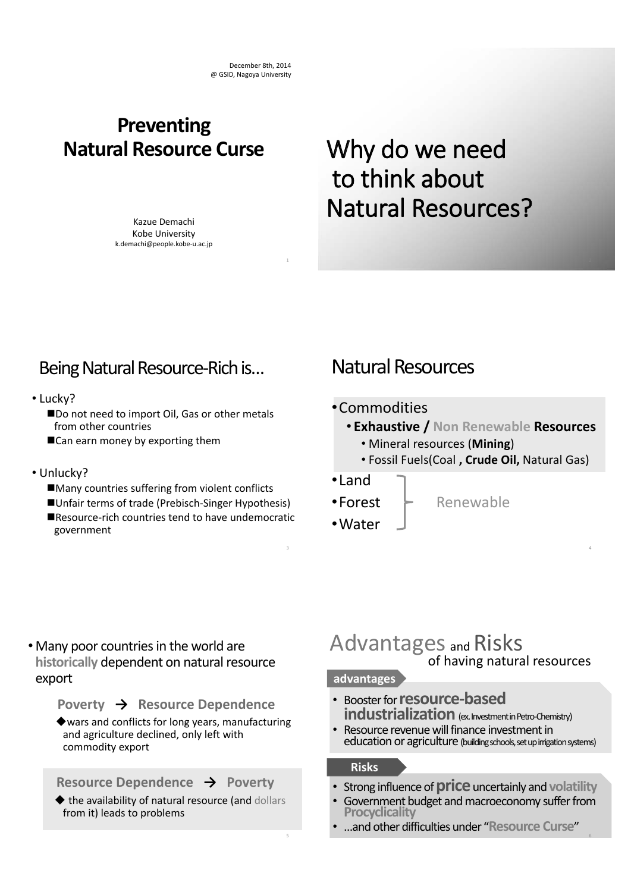December 8th, 2014
@ GSID, Nagoya University

# Preventing Natural Resource Curse

Kazue Demachi
Kobe University
k.demachi@people.kobe-u.ac.jp

# Why do we need to think about Natural Resources?

## Being Natural Resource-Rich is…

- Lucky?
  - Do not need to import Oil, Gas or other metals from other countries
  - Can earn money by exporting them
- Unlucky?
  - Many countries suffering from violent conflicts
  - Unfair terms of trade (Prebisch-Singer Hypothesis)
  - Resource-rich countries tend to have undemocratic government

## Natural Resources

- Commodities
  - **Exhaustive / Non Renewable Resources**
    - Mineral resources (**Mining**)
    - Fossil Fuels(Coal **, Crude Oil,** Natural Gas)
- Land
- Forest
- Water

(Land, Forest, Water: Renewable)

- Many poor countries in the world are **historically** dependent on natural resource export

**Poverty → Resource Dependence**

◆ wars and conflicts for long years, manufacturing and agriculture declined, only left with commodity export

**Resource Dependence → Poverty**

◆ the availability of natural resource (and dollars from it) leads to problems

## Advantages and Risks of having natural resources

**advantages**

- Booster for **resource-based industrialization** (ex. Investment in Petro-Chemistry)
- Resource revenue will finance investment in education or agriculture (building schools, set up irrigation systems)

**Risks**

- Strong influence of **price** uncertainly and **volatility**
- Government budget and macroeconomy suffer from **Procyclicality**
- …and other difficulties under "**Resource Curse**"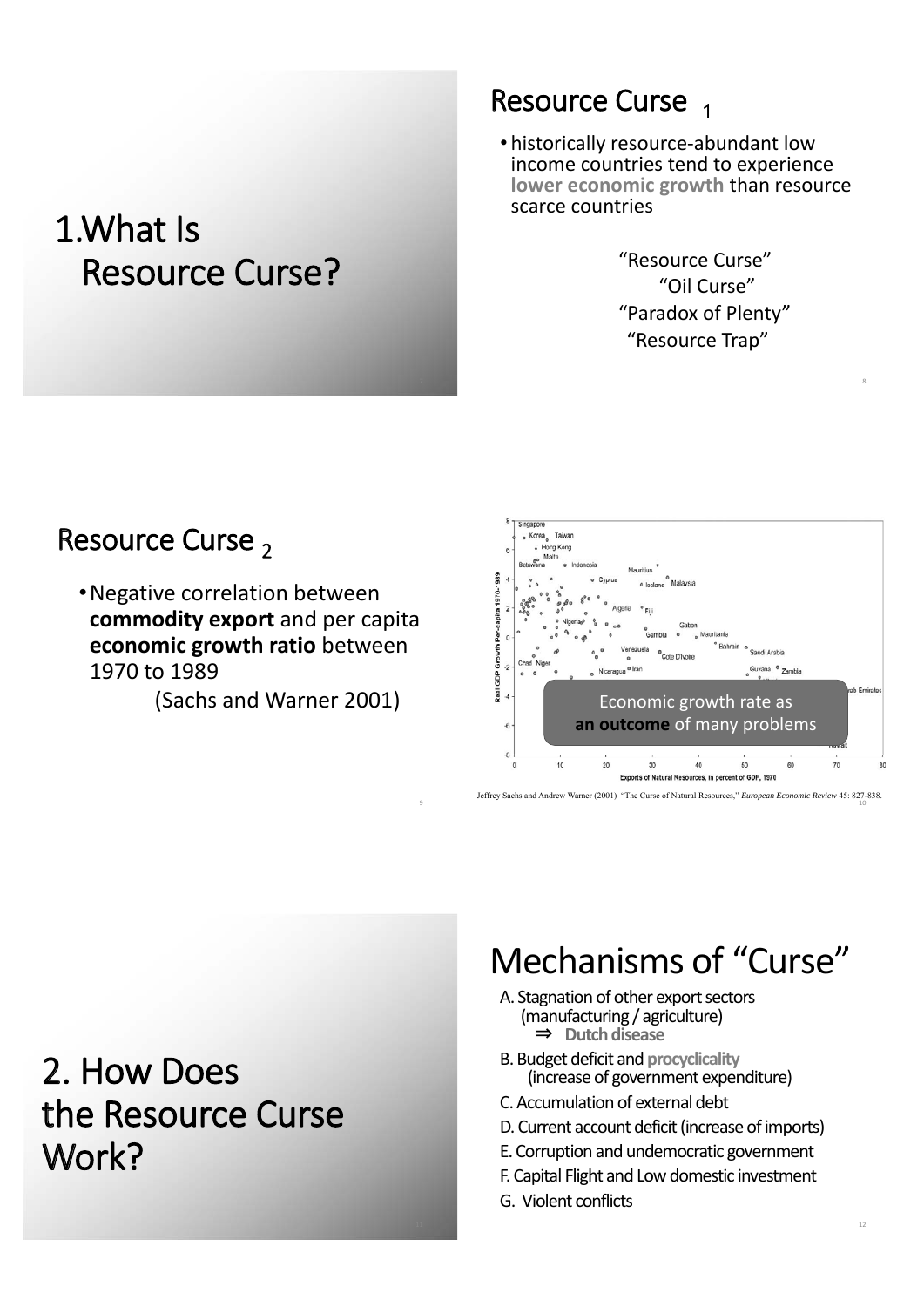# 1.What Is Resource Curse?

## Resource Curse 1

- historically resource-abundant low income countries tend to experience **lower economic growth** than resource scarce countries

"Resource Curse"
"Oil Curse"
"Paradox of Plenty"
"Resource Trap"

## Resource Curse 2

- Negative correlation between **commodity export** and per capita **economic growth ratio** between 1970 to 1989
  (Sachs and Warner 2001)

Economic growth rate as **an outcome** of many problems

Jeffrey Sachs and Andrew Warner (2001) "The Curse of Natural Resources," *European Economic Review* 45: 827-838.

# 2. How Does the Resource Curse Work?

## Mechanisms of "Curse"

A. Stagnation of other export sectors (manufacturing / agriculture)
⇒ **Dutch disease**

B. Budget deficit and **procyclicality** (increase of government expenditure)

C. Accumulation of external debt

D. Current account deficit (increase of imports)

E. Corruption and undemocratic government

F. Capital Flight and Low domestic investment

G. Violent conflicts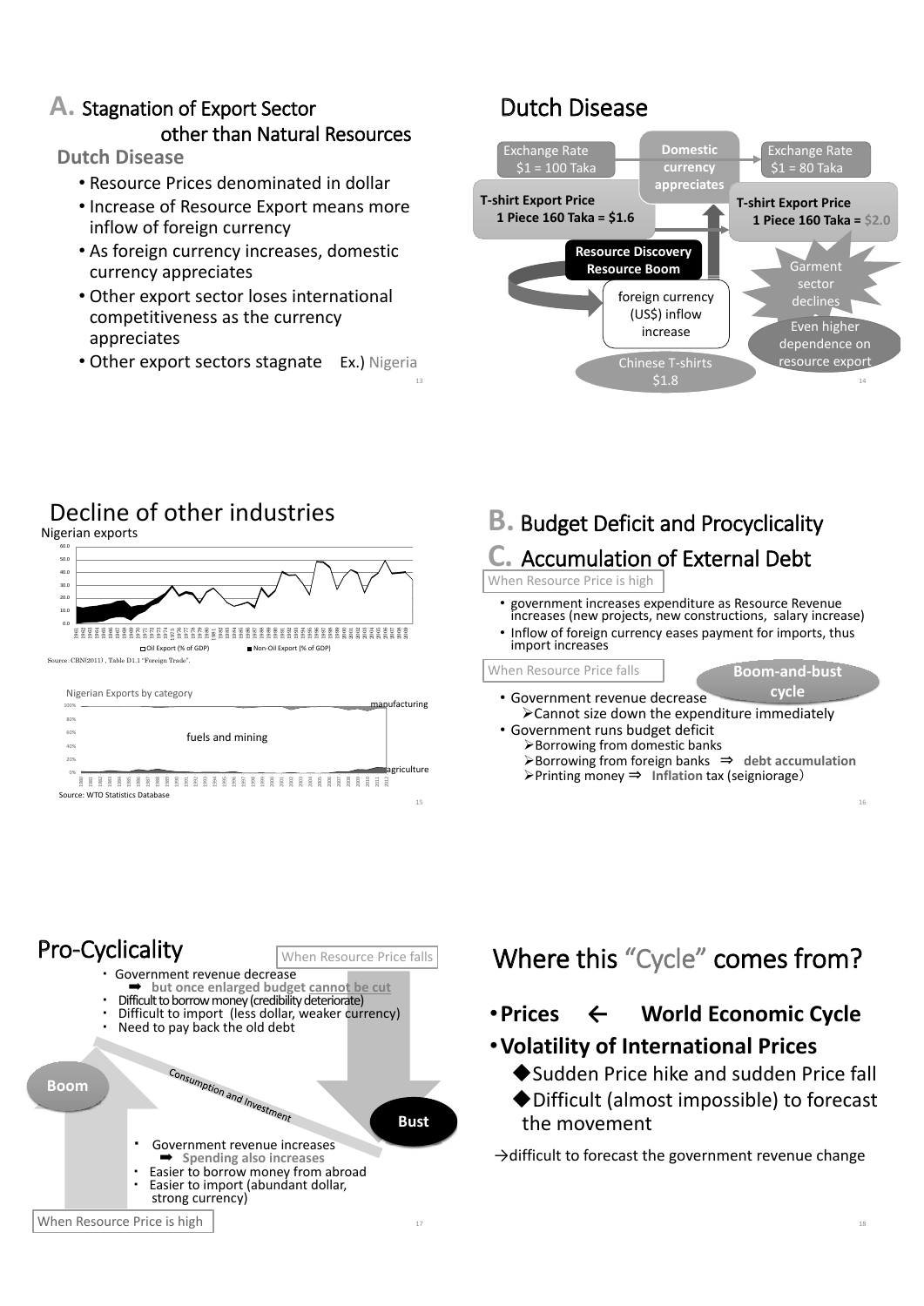## A. Stagnation of Export Sector other than Natural Resources

### Dutch Disease

- Resource Prices denominated in dollar
- Increase of Resource Export means more inflow of foreign currency
- As foreign currency increases, domestic currency appreciates
- Other export sector loses international competitiveness as the currency appreciates
- Other export sectors stagnate Ex.) Nigeria

## Dutch Disease

Exchange Rate $1 = 100 Taka

**Domestic currency appreciates**

Exchange Rate $1 = 80 Taka

**T-shirt Export Price 1 Piece 160 Taka = $1.6**

**T-shirt Export Price 1 Piece 160 Taka = $2.0**

**Resource Discovery Resource Boom**

foreign currency (US$) inflow increase

Garment sector declines

Even higher dependence on resource export

Chinese T-shirts $1.8

## Decline of other industries

Nigerian exports

Oil Export (% of GDP) / Non-Oil Export (% of GDP)

Source: CBN(2011), Table D1.1 "Foreign Trade".

Nigerian Exports by category

manufacturing / fuels and mining / agriculture

Source: WTO Statistics Database

## B. Budget Deficit and Procyclicality

## C. Accumulation of External Debt

When Resource Price is high

- government increases expenditure as Resource Revenue increases (new projects, new constructions, salary increase)
- Inflow of foreign currency eases payment for imports, thus import increases

When Resource Price falls

**Boom-and-bust cycle**

- Government revenue decrease
  - ➢Cannot size down the expenditure immediately
- Government runs budget deficit
  - ➢Borrowing from domestic banks
  - ➢Borrowing from foreign banks ⇒ **debt accumulation**
  - ➢Printing money ⇒ **Inflation** tax (seigniorage)

## Pro-Cyclicality

When Resource Price falls

- Government revenue decrease
  - ➡ **but once enlarged budget cannot be cut**
- Difficult to borrow money (credibility deteriorate)
- Difficult to import (less dollar, weaker currency)
- Need to pay back the old debt

Boom — Consumption and Investment — Bust

- Government revenue increases
  - ➡ **Spending also increases**
- Easier to borrow money from abroad
- Easier to import (abundant dollar, strong currency)

When Resource Price is high

## Where this "Cycle" comes from?

- **Prices ← World Economic Cycle**
- **Volatility of International Prices**
  - ◆Sudden Price hike and sudden Price fall
  - ◆Difficult (almost impossible) to forecast the movement

→difficult to forecast the government revenue change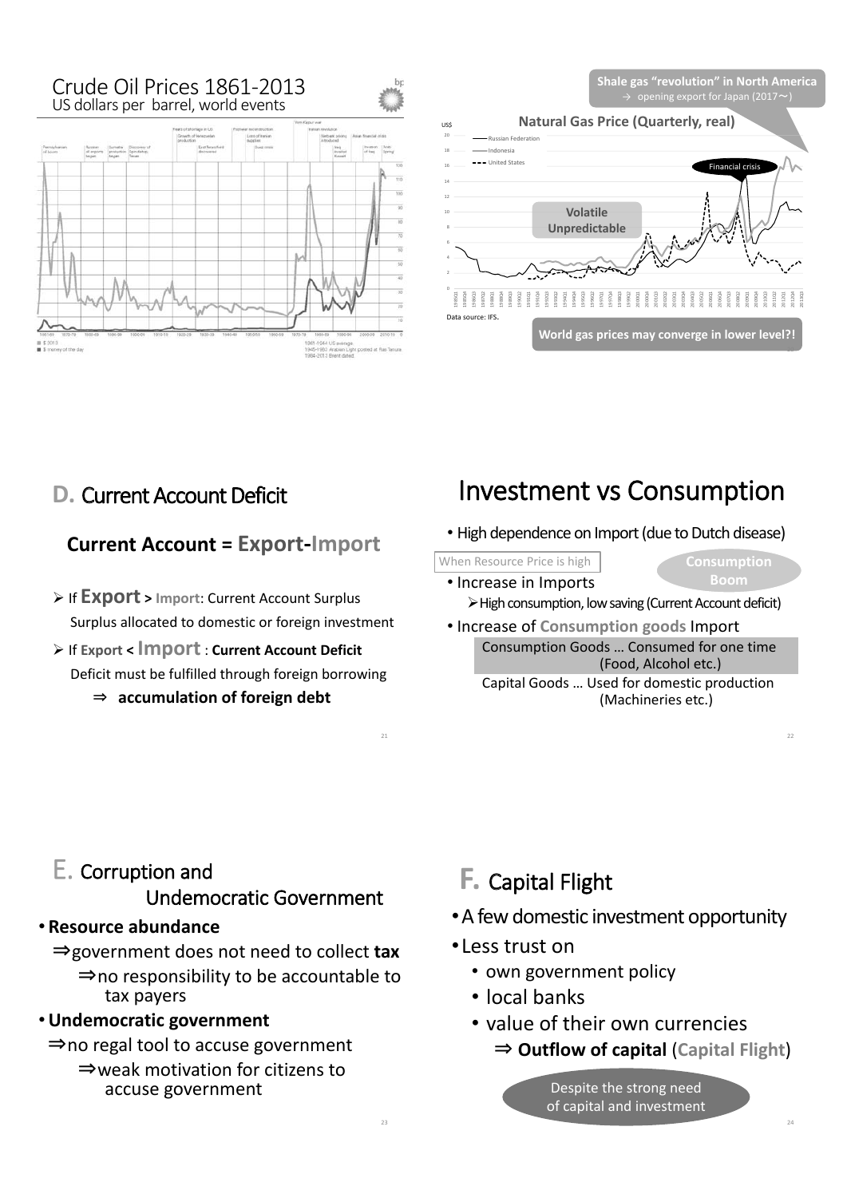## Crude Oil Prices 1861-2013

US dollars per barrel, world events

## Natural Gas Price (Quarterly, real)

Shale gas "revolution" in North America
→ opening export for Japan (2017～)

Volatile
Unpredictable

Financial crisis

Data source: IFS.

World gas prices may converge in lower level?!

## D. Current Account Deficit

**Current Account = Export-Import**

- If **Export** > Import: Current Account Surplus
  Surplus allocated to domestic or foreign investment
- If Export < **Import** : **Current Account Deficit**
  Deficit must be fulfilled through foreign borrowing
  ⇒ **accumulation of foreign debt**

## Investment vs Consumption

- High dependence on Import (due to Dutch disease)

When Resource Price is high

Consumption Boom

- Increase in Imports
  - High consumption, low saving (Current Account deficit)
- Increase of **Consumption goods** Import
  - Consumption Goods … Consumed for one time (Food, Alcohol etc.)
  - Capital Goods … Used for domestic production (Machineries etc.)

## E. Corruption and Undemocratic Government

- **Resource abundance**
  ⇒government does not need to collect **tax**
  ⇒no responsibility to be accountable to tax payers
- **Undemocratic government**
  ⇒no regal tool to accuse government
  ⇒weak motivation for citizens to accuse government

## F. Capital Flight

- A few domestic investment opportunity
- Less trust on
  - own government policy
  - local banks
  - value of their own currencies
    ⇒ **Outflow of capital** (**Capital Flight**)

Despite the strong need of capital and investment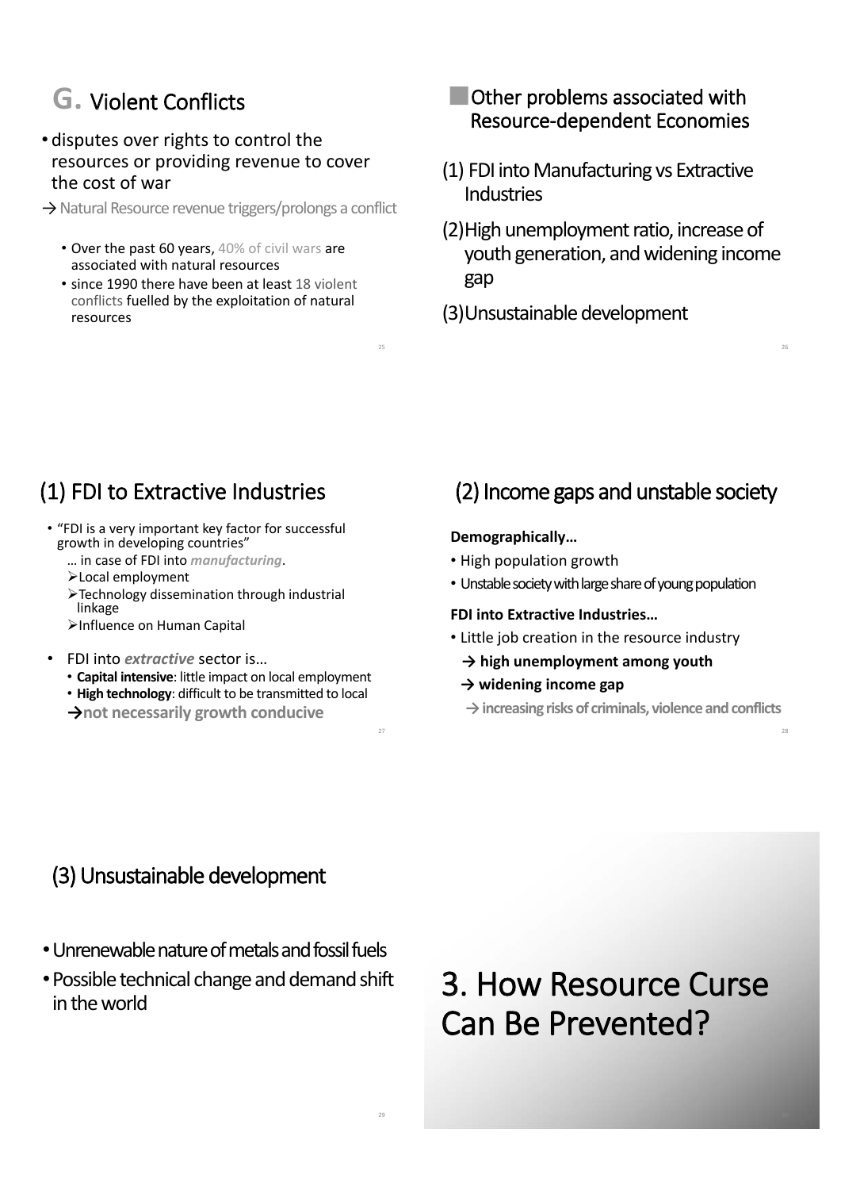## G. Violent Conflicts

- disputes over rights to control the resources or providing revenue to cover the cost of war

→ Natural Resource revenue triggers/prolongs a conflict

- Over the past 60 years, 40% of civil wars are associated with natural resources
- since 1990 there have been at least 18 violent conflicts fuelled by the exploitation of natural resources

## Other problems associated with Resource-dependent Economies

(1) FDI into Manufacturing vs Extractive Industries

(2) High unemployment ratio, increase of youth generation, and widening income gap

(3) Unsustainable development

## (1) FDI to Extractive Industries

- "FDI is a very important key factor for successful growth in developing countries"
  - … in case of FDI into *manufacturing*.
  - Local employment
  - Technology dissemination through industrial linkage
  - Influence on Human Capital
- FDI into ***extractive*** sector is…
  - **Capital intensive**: little impact on local employment
  - **High technology**: difficult to be transmitted to local
  - →**not necessarily growth conducive**

## (2) Income gaps and unstable society

**Demographically…**

- High population growth
- Unstable society with large share of young population

**FDI into Extractive Industries…**

- Little job creation in the resource industry
  - **→ high unemployment among youth**
  - **→ widening income gap**
  - **→ increasing risks of criminals, violence and conflicts**

## (3) Unsustainable development

- Unrenewable nature of metals and fossil fuels
- Possible technical change and demand shift in the world

# 3. How Resource Curse Can Be Prevented?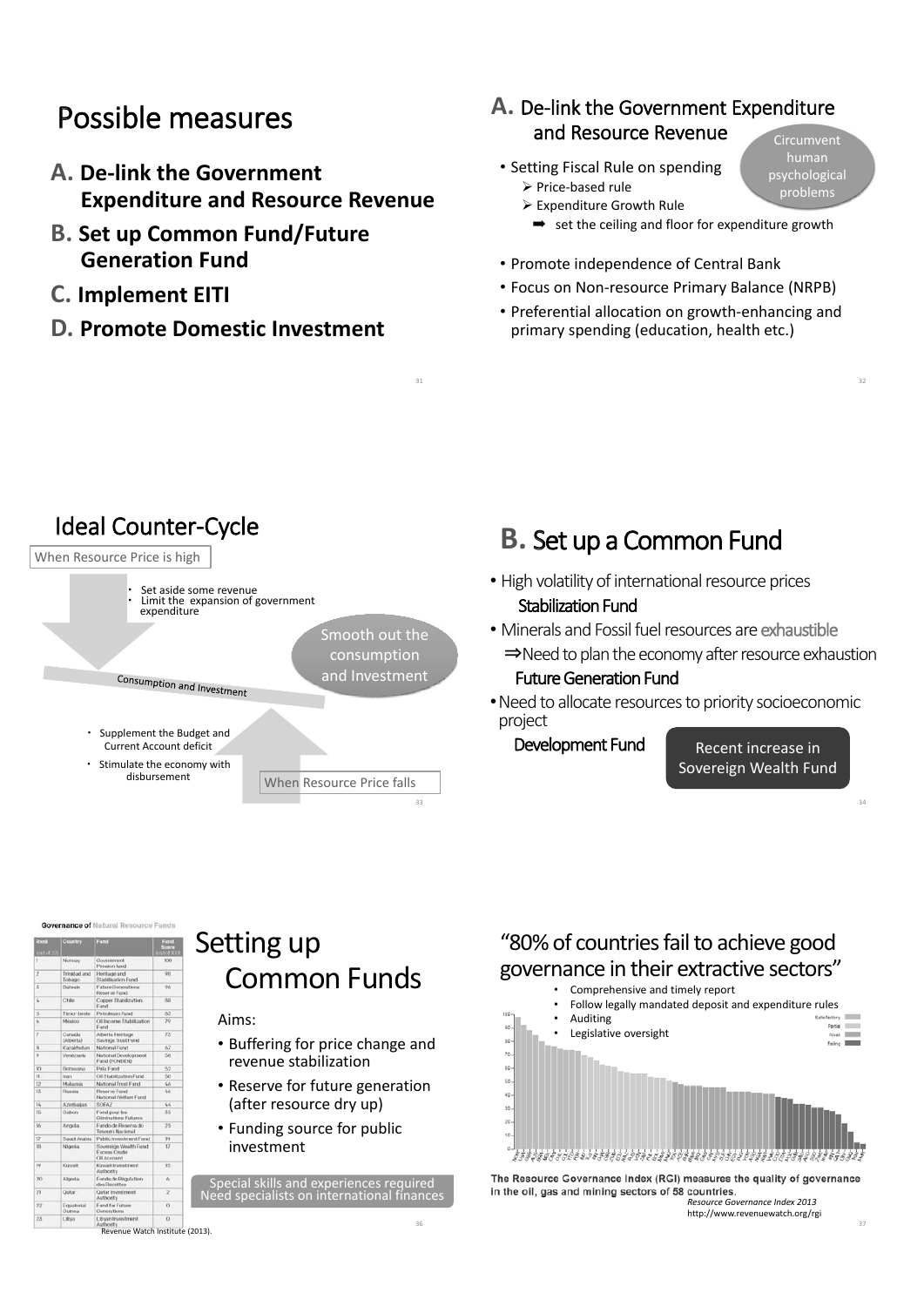# Possible measures

- **A. De-link the Government Expenditure and Resource Revenue**
- **B. Set up Common Fund/Future Generation Fund**
- **C. Implement EITI**
- **D. Promote Domestic Investment**

## A. De-link the Government Expenditure and Resource Revenue

Circumvent human psychological problems

- Setting Fiscal Rule on spending
  - Price-based rule
  - Expenditure Growth Rule
    - ➡ set the ceiling and floor for expenditure growth
- Promote independence of Central Bank
- Focus on Non-resource Primary Balance (NRPB)
- Preferential allocation on growth-enhancing and primary spending (education, health etc.)

## Ideal Counter-Cycle

When Resource Price is high

- Set aside some revenue
- Limit the expansion of government expenditure

Smooth out the consumption and Investment

Consumption and Investment

- Supplement the Budget and Current Account deficit
- Stimulate the economy with disbursement

When Resource Price falls

## B. Set up a Common Fund

- High volatility of international resource prices
  - Stabilization Fund
- Minerals and Fossil fuel resources are exhaustible
  - ⇒Need to plan the economy after resource exhaustion
  - Future Generation Fund
- Need to allocate resources to priority socioeconomic project
  - Development Fund

Recent increase in Sovereign Wealth Fund

**Governance of Natural Resource Funds**

| Rank (out of 23) | Country | Fund | Fund Score (out of 100) |
|---|---|---|---|
| 1 | Norway | Government Pension fund | 100 |
| 2 | Trinidad and Tobago | Heritage and Stabilisation Fund | 98 |
| 3 | Bahrain | Future Generations Reserve Fund | 96 |
| 4 | Chile | Copper Stabilization Fund | 88 |
| 5 | Timor-Leste | Petroleum Fund | 83 |
| 6 | Mexico | Oil Income Stabilization Fund | 79 |
| 7 | Canada (Alberta) | Alberta Heritage Savings Trust Fund | 73 |
| 8 | Kazakhstan | National Fund | 67 |
| 9 | Venezuela | National Development Fund (FONDEN) | 56 |
| 10 | Botswana | Pula Fund | 52 |
| 11 | Iran | Oil Stabilization Fund | 50 |
| 12 | Malaysia | National Trust Fund | 46 |
| 13 | Russia | Reserve Fund National Welfare Fund | 46 |
| 14 | Azerbaijan | SOFAZ | 44 |
| 15 | Gabon | Fond pour les Générations Futures | 35 |
| 16 | Angola | Fundo de Reserva do Tesouro Nacional | 25 |
| 17 | Saudi Arabia | Public Investment Fund | 19 |
| 18 | Nigeria | Sovereign Wealth Fund Excess Crude Oil Account | 17 |
| 19 | Kuwait | Kuwait Investment Authority | 10 |
| 20 | Algeria | Fonds de Régulation des Recettes | 6 |
| 21 | Qatar | Qatar Investment Authority | 2 |
| 22 | Equatorial Guinea | Fund for Future Generations | 0 |
| 23 | Libya | Libyan Investment Authority | 0 |

Revenue Watch Institute (2013).

## Setting up Common Funds

Aims:

- Buffering for price change and revenue stabilization
- Reserve for future generation (after resource dry up)
- Funding source for public investment

Special skills and experiences required
Need specialists on international finances

## "80% of countries fail to achieve good governance in their extractive sectors"

- Comprehensive and timely report
- Follow legally mandated deposit and expenditure rules
- Auditing
- Legislative oversight

**The Resource Governance Index (RGI) measures the quality of governance in the oil, gas and mining sectors of 58 countries.**

*Resource Governance Index 2013*
http://www.revenuewatch.org/rgi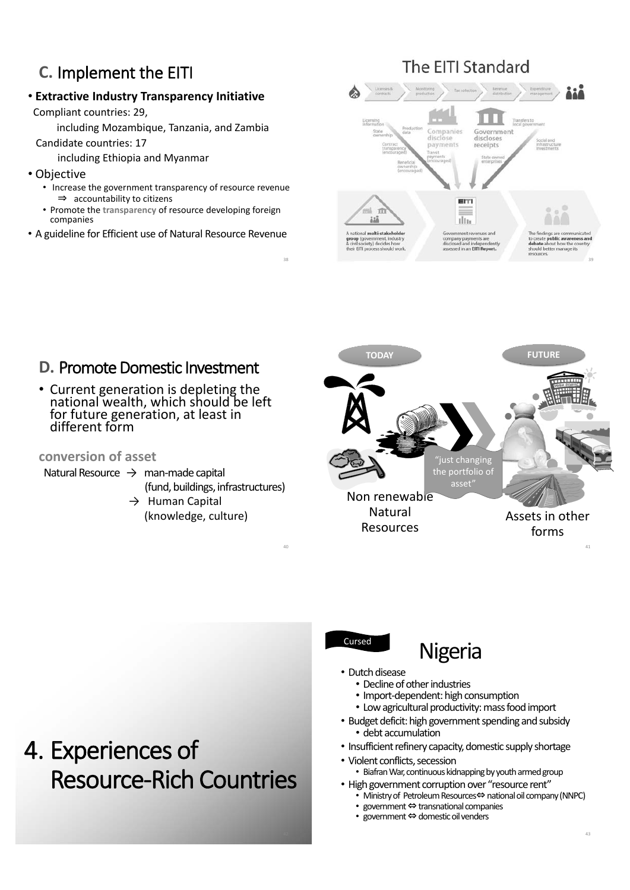## C. Implement the EITI

- **Extractive Industry Transparency Initiative**

  Compliant countries: 29,

  including Mozambique, Tanzania, and Zambia

  Candidate countries: 17

  including Ethiopia and Myanmar

- Objective
  - Increase the government transparency of resource revenue
    ⇒ accountability to citizens
  - Promote the **transparency** of resource developing foreign companies
- A guideline for Efficient use of Natural Resource Revenue

## The EITI Standard

Licenses & contracts | Monitoring production | Tax collection | Revenue distribution | Expenditure management

Licensing information, State ownership, Production data, Contract transparency (encouraged), Beneficial ownership (encouraged), Transit payments (encouraged)

**Companies disclose payments**

**Government discloses receipts**

Transfers to local government, Social and infrastructure investments, State owned enterprises

A national **multi-stakeholder group** (government, industry & civil society) decides how their EITI process should work.

Government revenues and company payments are disclosed and independently assessed in an **EITI Report.**

The findings are communicated to create **public awareness and debate** about how the country should better manage its resources.

## D. Promote Domestic Investment

- Current generation is depleting the national wealth, which should be left for future generation, at least in different form

**conversion of asset**

Natural Resource → man-made capital (fund, buildings, infrastructures)
→ Human Capital (knowledge, culture)

TODAY — Non renewable Natural Resources

"just changing the portfolio of asset"

FUTURE — Assets in other forms

# 4. Experiences of Resource-Rich Countries

## Nigeria

Cursed

- Dutch disease
  - Decline of other industries
  - Import-dependent: high consumption
  - Low agricultural productivity: mass food import
- Budget deficit: high government spending and subsidy
  - debt accumulation
- Insufficient refinery capacity, domestic supply shortage
- Violent conflicts, secession
  - Biafran War, continuous kidnapping by youth armed group
- High government corruption over "resource rent"
  - Ministry of Petroleum Resources ⇔ national oil company (NNPC)
  - government ⇔ transnational companies
  - government ⇔ domestic oil venders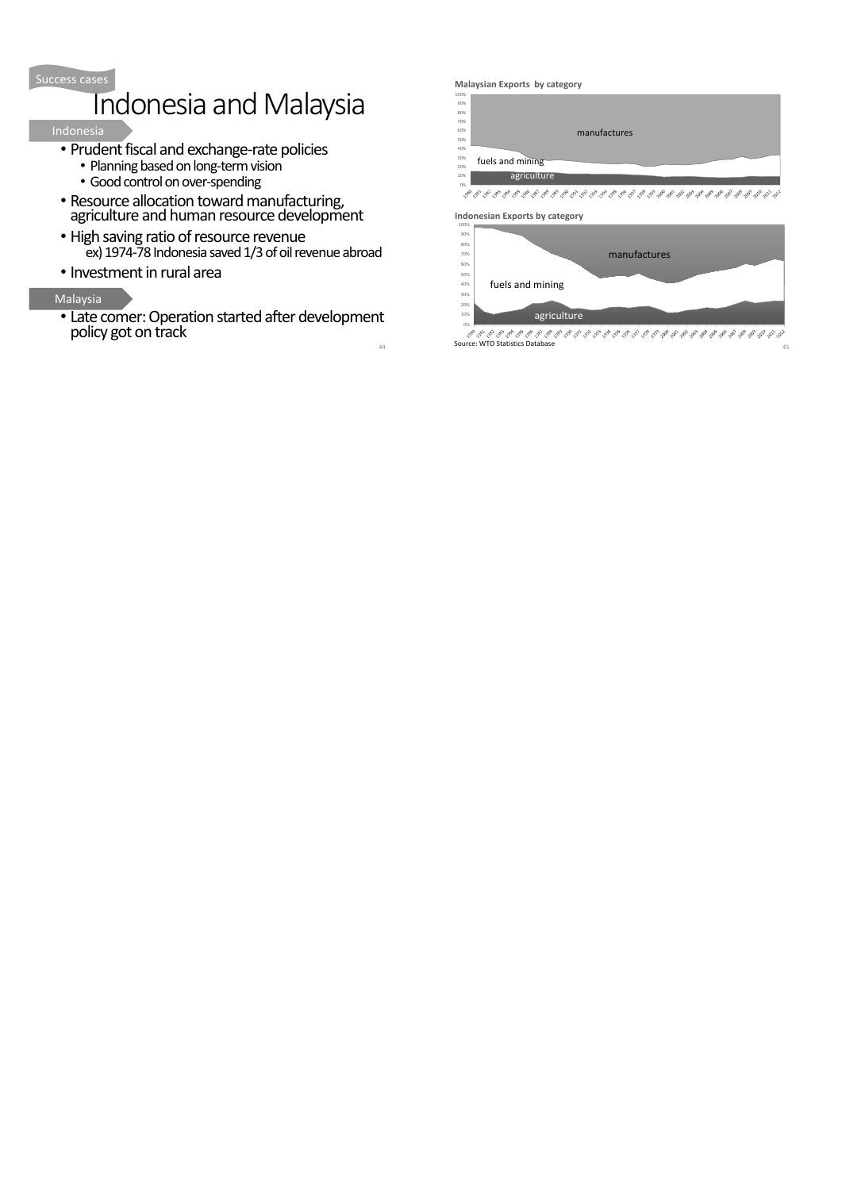Success cases

# Indonesia and Malaysia

## Indonesia

- Prudent fiscal and exchange-rate policies
  - Planning based on long-term vision
  - Good control on over-spending
- Resource allocation toward manufacturing, agriculture and human resource development
- High saving ratio of resource revenue
  ex) 1974-78 Indonesia saved 1/3 of oil revenue abroad
- Investment in rural area

## Malaysia

- Late comer: Operation started after development policy got on track

**Malaysian Exports by category**

100%
90%
80%
70%
60%
50%
40%
30%
20%
10%
0%

manufactures
fuels and mining
agriculture

**Indonesian Exports by category**

100%
90%
80%
70%
60%
50%
40%
30%
20%
10%
0%

manufactures
fuels and mining
agriculture

Source: WTO Statistics Database